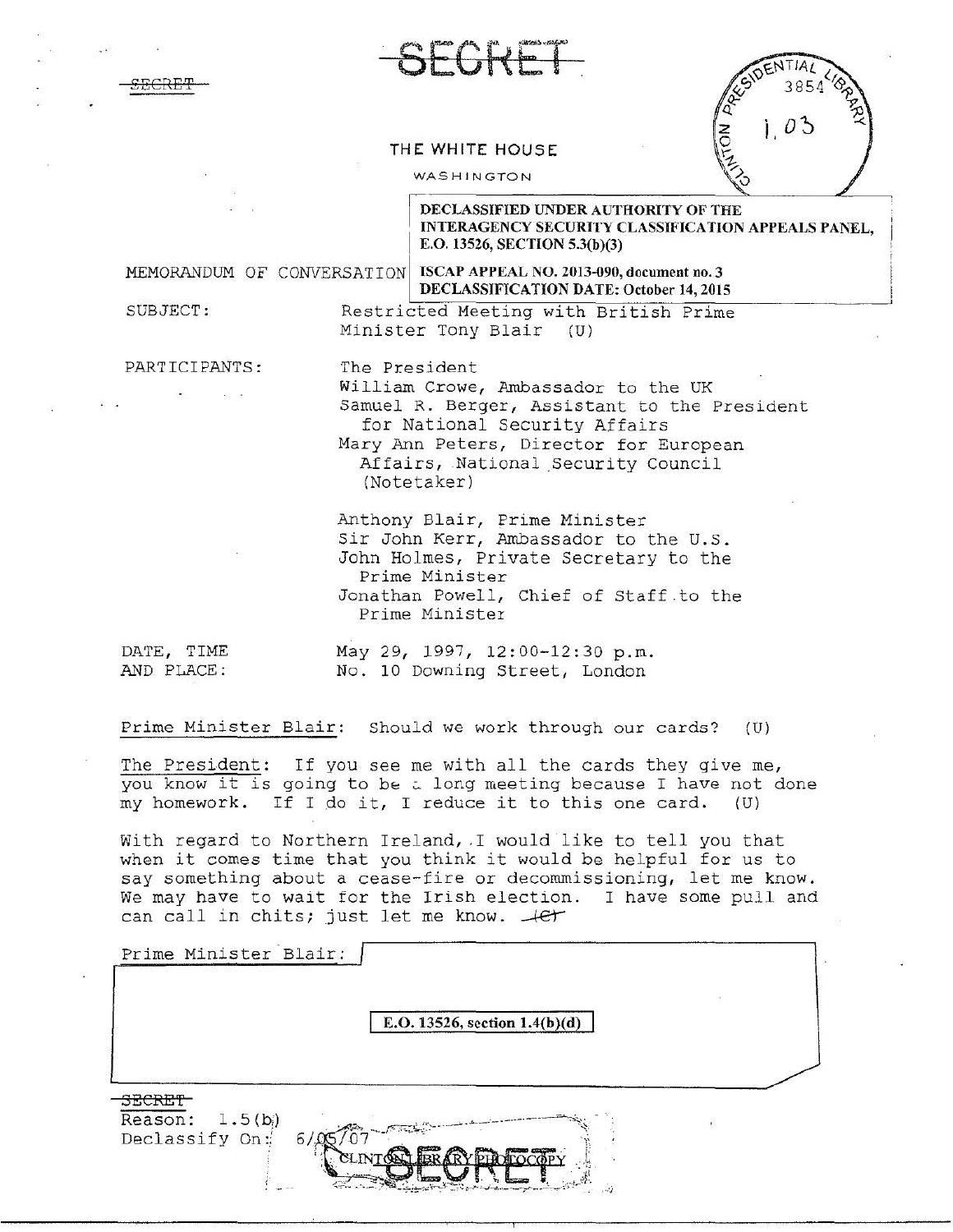SECRET

SECRET

THE WHITE HOUSE

WASHINGTON

CLINTON PRESIDENTIAL LIBRARY 3854 1.03

DECLASSIFIED UNDER AUTHORITY OF THE INTERAGENCY SECURITY CLASSIFICATION APPEALS PANEL, E.O. 13526, SECTION 5.3(b)(3)

ISCAP APPEAL NO. 2013-090, document no. 3
DECLASSIFICATION DATE: October 14, 2015

MEMORANDUM OF CONVERSATION

SUBJECT: Restricted Meeting with British Prime Minister Tony Blair (U)

PARTICIPANTS:
The President
William Crowe, Ambassador to the UK
Samuel R. Berger, Assistant to the President for National Security Affairs
Mary Ann Peters, Director for European Affairs, National Security Council (Notetaker)

Anthony Blair, Prime Minister
Sir John Kerr, Ambassador to the U.S.
John Holmes, Private Secretary to the Prime Minister
Jonathan Powell, Chief of Staff to the Prime Minister

DATE, TIME AND PLACE: May 29, 1997, 12:00-12:30 p.m.
No. 10 Downing Street, London

Prime Minister Blair: Should we work through our cards? (U)

The President: If you see me with all the cards they give me, you know it is going to be a long meeting because I have not done my homework. If I do it, I reduce it to this one card. (U)

With regard to Northern Ireland, I would like to tell you that when it comes time that you think it would be helpful for us to say something about a cease-fire or decommissioning, let me know. We may have to wait for the Irish election. I have some pull and can call in chits; just let me know. ~~(C)~~

Prime Minister Blair:

E.O. 13526, section 1.4(b)(d)

SECRET
Reason: 1.5(b)
Declassify On: 6/05/07

CLINTON LIBRARY PHOTOCOPY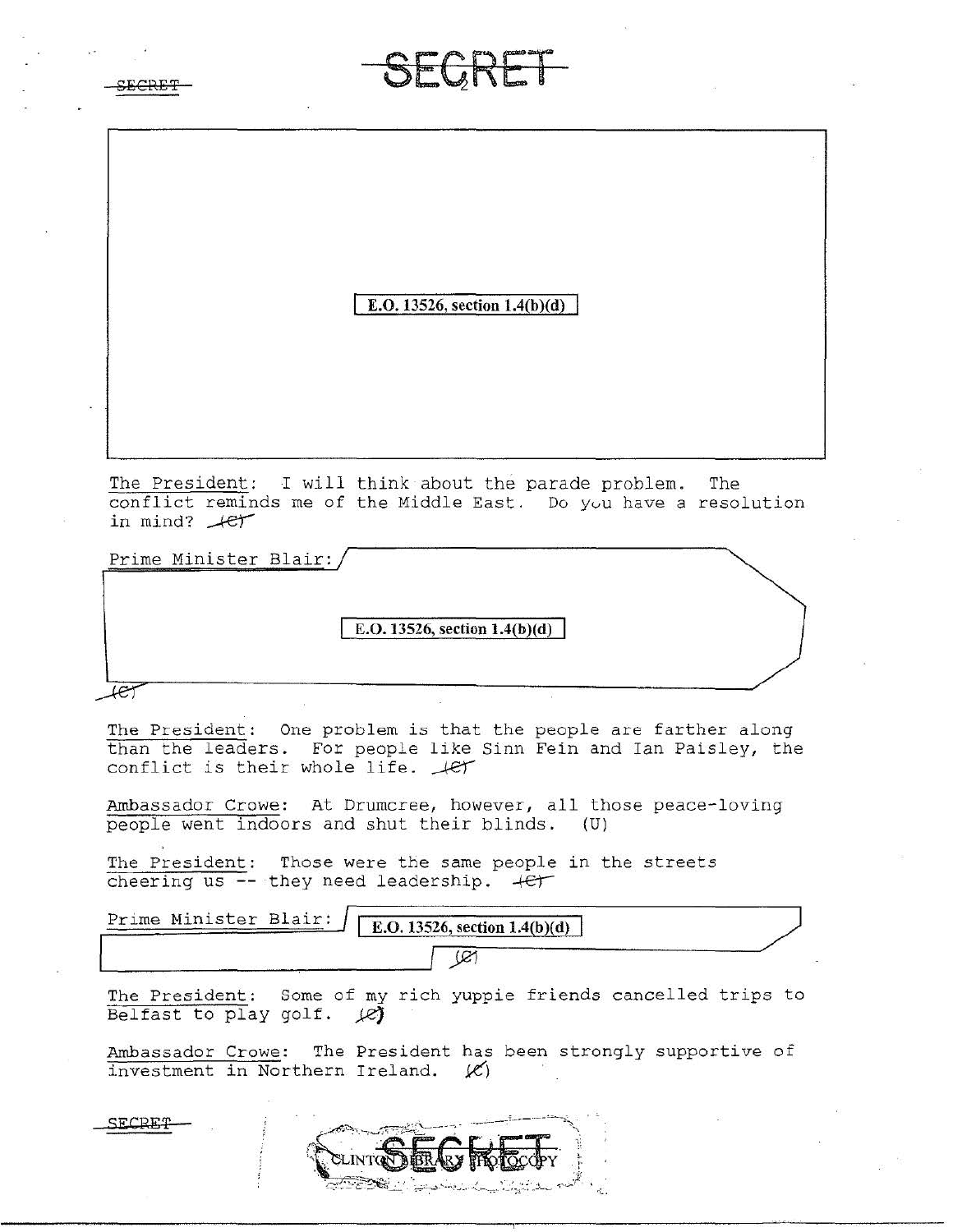E.O. 13526, section 1.4(b)(d)

The President: I will think about the parade problem. The conflict reminds me of the Middle East. Do you have a resolution in mind? (C)

Prime Minister Blair: E.O. 13526, section 1.4(b)(d) (C)

The President: One problem is that the people are farther along than the leaders. For people like Sinn Fein and Ian Paisley, the conflict is their whole life. (C)

Ambassador Crowe: At Drumcree, however, all those peace-loving people went indoors and shut their blinds. (U)

The President: Those were the same people in the streets cheering us -- they need leadership. (C)

Prime Minister Blair: E.O. 13526, section 1.4(b)(d) (C)

The President: Some of my rich yuppie friends cancelled trips to Belfast to play golf. (C)

Ambassador Crowe: The President has been strongly supportive of investment in Northern Ireland. (C)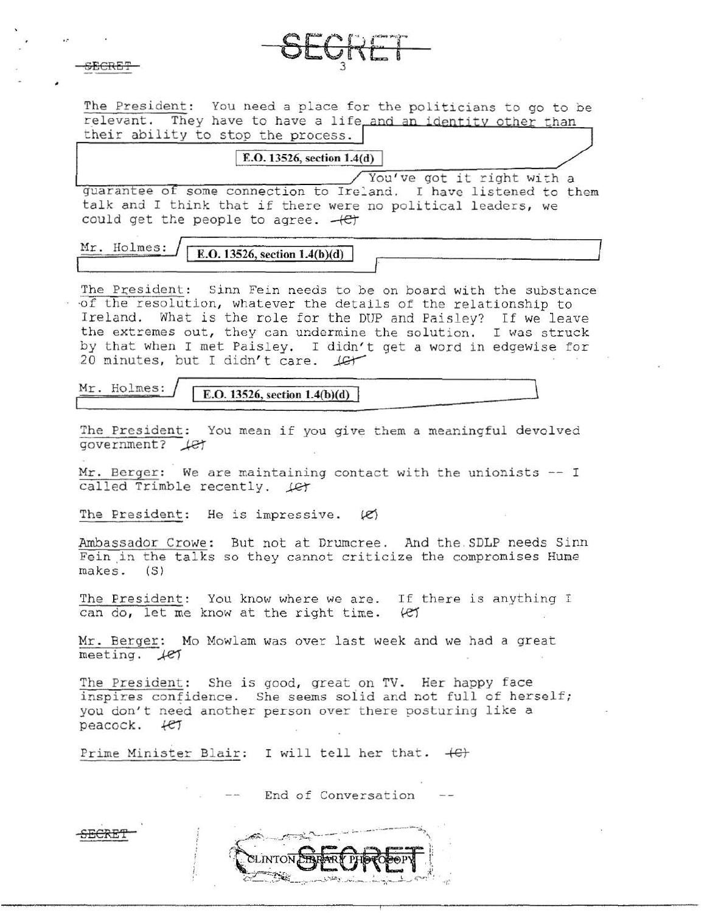The President: You need a place for the politicians to go to be relevant. They have to have a life and an identity other than their ability to stop the process.

E.O. 13526, section 1.4(d)

You've got it right with a guarantee of some connection to Ireland. I have listened to them talk and I think that if there were no political leaders, we could get the people to agree. (C)

Mr. Holmes: E.O. 13526, section 1.4(b)(d)

The President: Sinn Fein needs to be on board with the substance of the resolution, whatever the details of the relationship to Ireland. What is the role for the DUP and Paisley? If we leave the extremes out, they can undermine the solution. I was struck by that when I met Paisley. I didn't get a word in edgewise for 20 minutes, but I didn't care. (C)

Mr. Holmes: E.O. 13526, section 1.4(b)(d)

The President: You mean if you give them a meaningful devolved government? (C)

Mr. Berger: We are maintaining contact with the unionists -- I called Trimble recently. (C)

The President: He is impressive. (C)

Ambassador Crowe: But not at Drumcree. And the SDLP needs Sinn Fein in the talks so they cannot criticize the compromises Hume makes. (S)

The President: You know where we are. If there is anything I can do, let me know at the right time. (C)

Mr. Berger: Mo Mowlam was over last week and we had a great meeting. (C)

The President: She is good, great on TV. Her happy face inspires confidence. She seems solid and not full of herself; you don't need another person over there posturing like a peacock. (C)

Prime Minister Blair: I will tell her that. (C)

-- End of Conversation --

CLINTON LIBRARY PHOTOCOPY